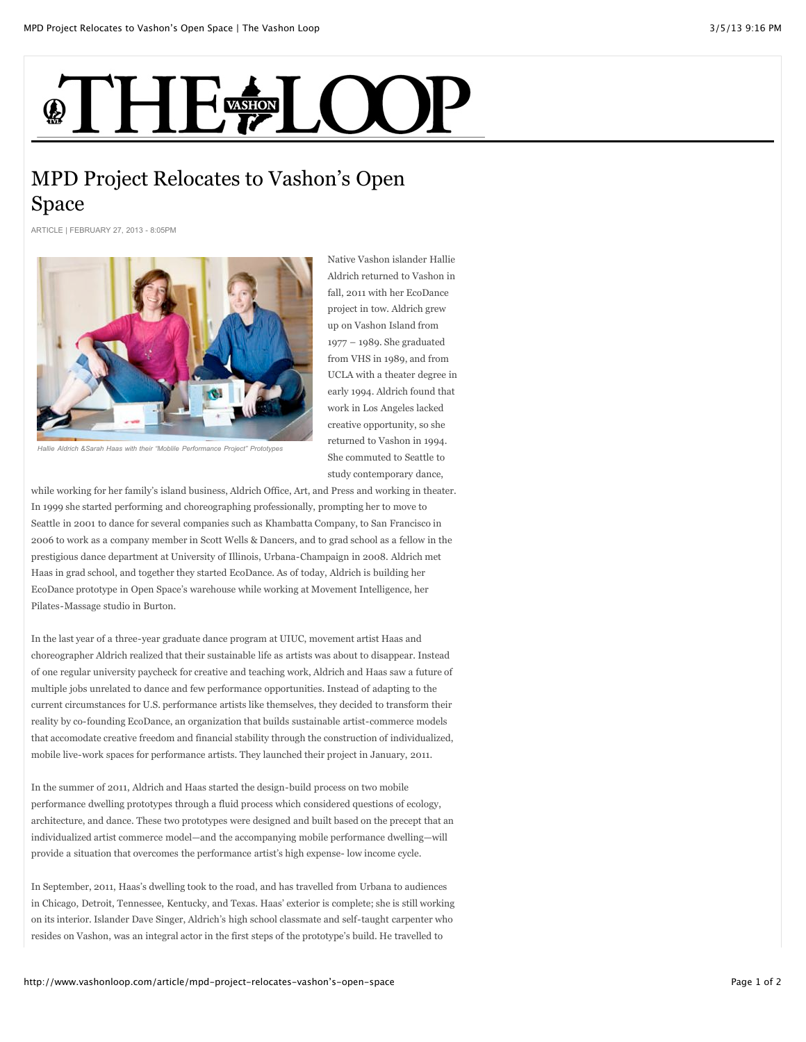# MPD Project Relocates to Vashon's Open Space

ARTICLE | FEBRUARY 27, 2013 - 8:05PM

Hallie Aldrich &Sarah Haas with their "Moblile Performance Project" Prototypes

Native Vashon islander Hallie Aldrich returned to Vashon in fall, 2011 with her EcoDance project in tow. Aldrich grew up on Vashon Island from 1977 – 1989. She graduated from VHS in 1989, and from UCLA with a theater degree in early 1994. Aldrich found that work in Los Angeles lacked creative opportunity, so she returned to Vashon in 1994. She commuted to Seattle to study contemporary dance, while working for her family's island business, Aldrich Office, Art, and Press and working in theater. In 1999 she started performing and choreographing professionally, prompting her to move to Seattle in 2001 to dance for several companies such as Khambatta Company, to San Francisco in 2006 to work as a company member in Scott Wells & Dancers, and to grad school as a fellow in the prestigious dance department at University of Illinois, Urbana-Champaign in 2008. Aldrich met Haas in grad school, and together they started EcoDance. As of today, Aldrich is building her EcoDance prototype in Open Space's warehouse while working at Movement Intelligence, her Pilates-Massage studio in Burton.

In the last year of a three-year graduate dance program at UIUC, movement artist Haas and choreographer Aldrich realized that their sustainable life as artists was about to disappear. Instead of one regular university paycheck for creative and teaching work, Aldrich and Haas saw a future of multiple jobs unrelated to dance and few performance opportunities. Instead of adapting to the current circumstances for U.S. performance artists like themselves, they decided to transform their reality by co-founding EcoDance, an organization that builds sustainable artist-commerce models that accomodate creative freedom and financial stability through the construction of individualized, mobile live-work spaces for performance artists. They launched their project in January, 2011.

In the summer of 2011, Aldrich and Haas started the design-build process on two mobile performance dwelling prototypes through a fluid process which considered questions of ecology, architecture, and dance. These two prototypes were designed and built based on the precept that an individualized artist commerce model—and the accompanying mobile performance dwelling—will provide a situation that overcomes the performance artist's high expense- low income cycle.

In September, 2011, Haas's dwelling took to the road, and has travelled from Urbana to audiences in Chicago, Detroit, Tennessee, Kentucky, and Texas. Haas' exterior is complete; she is still working on its interior. Islander Dave Singer, Aldrich's high school classmate and self-taught carpenter who resides on Vashon, was an integral actor in the first steps of the prototype's build. He travelled to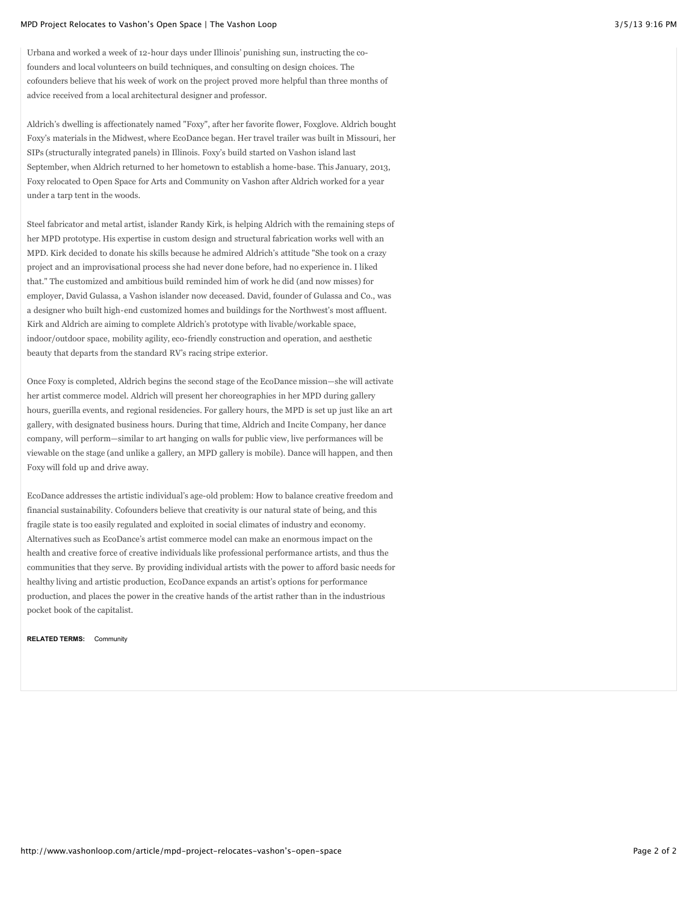Urbana and worked a week of 12-hour days under Illinois' punishing sun, instructing the co-founders and local volunteers on build techniques, and consulting on design choices. The cofounders believe that his week of work on the project proved more helpful than three months of advice received from a local architectural designer and professor.

Aldrich's dwelling is affectionately named "Foxy", after her favorite flower, Foxglove. Aldrich bought Foxy's materials in the Midwest, where EcoDance began. Her travel trailer was built in Missouri, her SIPs (structurally integrated panels) in Illinois. Foxy's build started on Vashon island last September, when Aldrich returned to her hometown to establish a home-base. This January, 2013, Foxy relocated to Open Space for Arts and Community on Vashon after Aldrich worked for a year under a tarp tent in the woods.

Steel fabricator and metal artist, islander Randy Kirk, is helping Aldrich with the remaining steps of her MPD prototype. His expertise in custom design and structural fabrication works well with an MPD. Kirk decided to donate his skills because he admired Aldrich's attitude "She took on a crazy project and an improvisational process she had never done before, had no experience in. I liked that." The customized and ambitious build reminded him of work he did (and now misses) for employer, David Gulassa, a Vashon islander now deceased. David, founder of Gulassa and Co., was a designer who built high-end customized homes and buildings for the Northwest's most affluent. Kirk and Aldrich are aiming to complete Aldrich's prototype with livable/workable space, indoor/outdoor space, mobility agility, eco-friendly construction and operation, and aesthetic beauty that departs from the standard RV's racing stripe exterior.

Once Foxy is completed, Aldrich begins the second stage of the EcoDance mission—she will activate her artist commerce model. Aldrich will present her choreographies in her MPD during gallery hours, guerilla events, and regional residencies. For gallery hours, the MPD is set up just like an art gallery, with designated business hours. During that time, Aldrich and Incite Company, her dance company, will perform—similar to art hanging on walls for public view, live performances will be viewable on the stage (and unlike a gallery, an MPD gallery is mobile). Dance will happen, and then Foxy will fold up and drive away.

EcoDance addresses the artistic individual's age-old problem: How to balance creative freedom and financial sustainability. Cofounders believe that creativity is our natural state of being, and this fragile state is too easily regulated and exploited in social climates of industry and economy. Alternatives such as EcoDance's artist commerce model can make an enormous impact on the health and creative force of creative individuals like professional performance artists, and thus the communities that they serve. By providing individual artists with the power to afford basic needs for healthy living and artistic production, EcoDance expands an artist's options for performance production, and places the power in the creative hands of the artist rather than in the industrious pocket book of the capitalist.

**RELATED TERMS:** Community